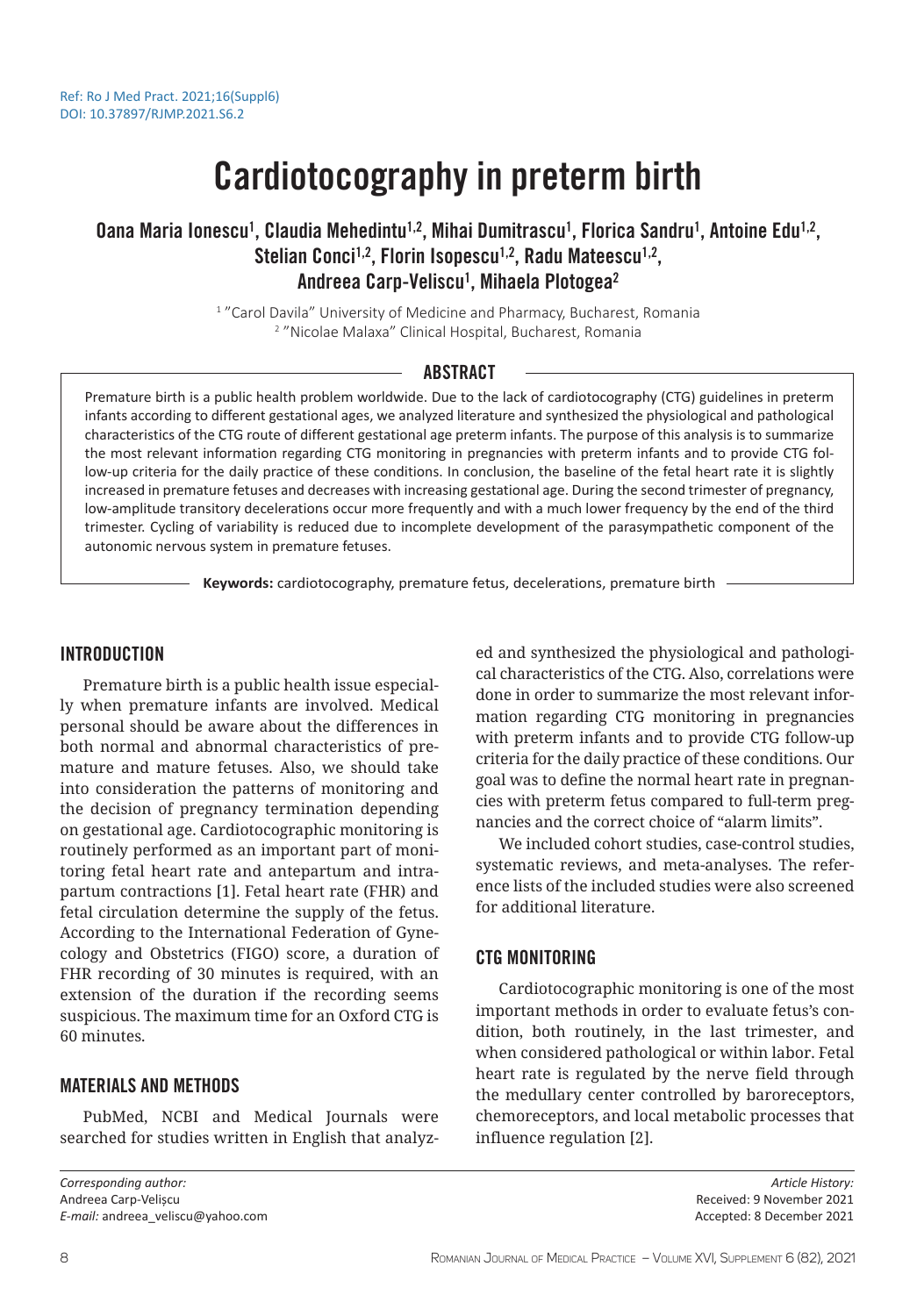Ref: Ro J Med Pract. 2021;16(Suppl6)
DOI: 10.37897/RJMP.2021.S6.2

# Cardiotocography in preterm birth

**Oana Maria Ionescu[1], Claudia Mehedintu[1,2], Mihai Dumitrascu[1], Florica Sandru[1], Antoine Edu[1,2], Stelian Conci[1,2], Florin Isopescu[1,2], Radu Mateescu[1,2], Andreea Carp-Veliscu[1], Mihaela Plotogea[2]**

[1] "Carol Davila" University of Medicine and Pharmacy, Bucharest, Romania
[2] "Nicolae Malaxa" Clinical Hospital, Bucharest, Romania

## ABSTRACT

Premature birth is a public health problem worldwide. Due to the lack of cardiotocography (CTG) guidelines in preterm infants according to different gestational ages, we analyzed literature and synthesized the physiological and pathological characteristics of the CTG route of different gestational age preterm infants. The purpose of this analysis is to summarize the most relevant information regarding CTG monitoring in pregnancies with preterm infants and to provide CTG follow-up criteria for the daily practice of these conditions. In conclusion, the baseline of the fetal heart rate it is slightly increased in premature fetuses and decreases with increasing gestational age. During the second trimester of pregnancy, low-amplitude transitory decelerations occur more frequently and with a much lower frequency by the end of the third trimester. Cycling of variability is reduced due to incomplete development of the parasympathetic component of the autonomic nervous system in premature fetuses.

**Keywords:** cardiotocography, premature fetus, decelerations, premature birth

## INTRODUCTION

Premature birth is a public health issue especially when premature infants are involved. Medical personal should be aware about the differences in both normal and abnormal characteristics of premature and mature fetuses. Also, we should take into consideration the patterns of monitoring and the decision of pregnancy termination depending on gestational age. Cardiotocographic monitoring is routinely performed as an important part of monitoring fetal heart rate and antepartum and intrapartum contractions [1]. Fetal heart rate (FHR) and fetal circulation determine the supply of the fetus. According to the International Federation of Gynecology and Obstetrics (FIGO) score, a duration of FHR recording of 30 minutes is required, with an extension of the duration if the recording seems suspicious. The maximum time for an Oxford CTG is 60 minutes.

## MATERIALS AND METHODS

PubMed, NCBI and Medical Journals were searched for studies written in English that analyzed and synthesized the physiological and pathological characteristics of the CTG. Also, correlations were done in order to summarize the most relevant information regarding CTG monitoring in pregnancies with preterm infants and to provide CTG follow-up criteria for the daily practice of these conditions. Our goal was to define the normal heart rate in pregnancies with preterm fetus compared to full-term pregnancies and the correct choice of "alarm limits".

We included cohort studies, case-control studies, systematic reviews, and meta-analyses. The reference lists of the included studies were also screened for additional literature.

## CTG MONITORING

Cardiotocographic monitoring is one of the most important methods in order to evaluate fetus's condition, both routinely, in the last trimester, and when considered pathological or within labor. Fetal heart rate is regulated by the nerve field through the medullary center controlled by baroreceptors, chemoreceptors, and local metabolic processes that influence regulation [2].

*Corresponding author:*
Andreea Carp-Velișcu
*E-mail:* andreea_veliscu@yahoo.com

*Article History:*
Received: 9 November 2021
Accepted: 8 December 2021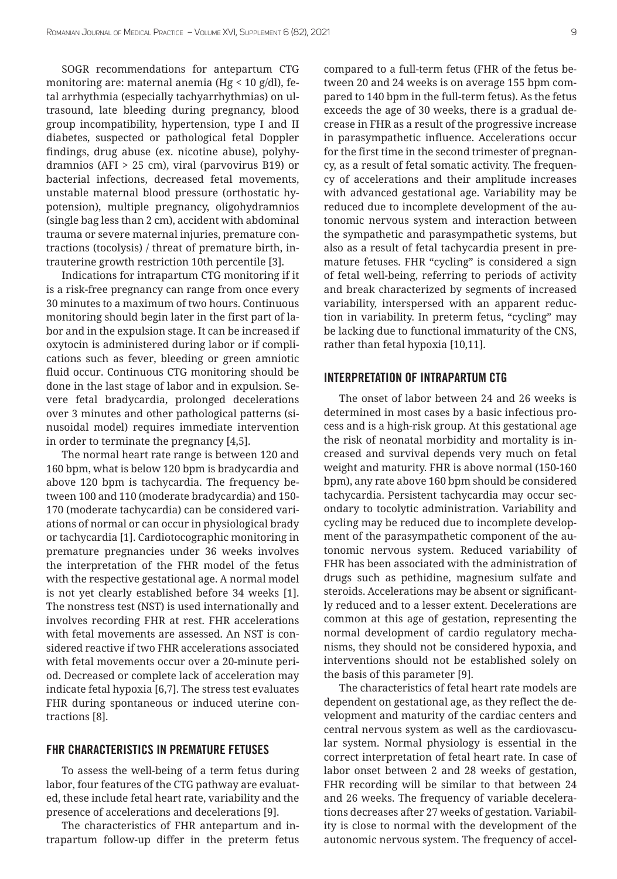SOGR recommendations for antepartum CTG monitoring are: maternal anemia (Hg < 10 g/dl), fetal arrhythmia (especially tachyarrhythmias) on ultrasound, late bleeding during pregnancy, blood group incompatibility, hypertension, type I and II diabetes, suspected or pathological fetal Doppler findings, drug abuse (ex. nicotine abuse), polyhydramnios (AFI > 25 cm), viral (parvovirus B19) or bacterial infections, decreased fetal movements, unstable maternal blood pressure (orthostatic hypotension), multiple pregnancy, oligohydramnios (single bag less than 2 cm), accident with abdominal trauma or severe maternal injuries, premature contractions (tocolysis) / threat of premature birth, intrauterine growth restriction 10th percentile [3].

Indications for intrapartum CTG monitoring if it is a risk-free pregnancy can range from once every 30 minutes to a maximum of two hours. Continuous monitoring should begin later in the first part of labor and in the expulsion stage. It can be increased if oxytocin is administered during labor or if complications such as fever, bleeding or green amniotic fluid occur. Continuous CTG monitoring should be done in the last stage of labor and in expulsion. Severe fetal bradycardia, prolonged decelerations over 3 minutes and other pathological patterns (sinusoidal model) requires immediate intervention in order to terminate the pregnancy [4,5].

The normal heart rate range is between 120 and 160 bpm, what is below 120 bpm is bradycardia and above 120 bpm is tachycardia. The frequency between 100 and 110 (moderate bradycardia) and 150-170 (moderate tachycardia) can be considered variations of normal or can occur in physiological brady or tachycardia [1]. Cardiotocographic monitoring in premature pregnancies under 36 weeks involves the interpretation of the FHR model of the fetus with the respective gestational age. A normal model is not yet clearly established before 34 weeks [1]. The nonstress test (NST) is used internationally and involves recording FHR at rest. FHR accelerations with fetal movements are assessed. An NST is considered reactive if two FHR accelerations associated with fetal movements occur over a 20-minute period. Decreased or complete lack of acceleration may indicate fetal hypoxia [6,7]. The stress test evaluates FHR during spontaneous or induced uterine contractions [8].

## FHR CHARACTERISTICS IN PREMATURE FETUSES

To assess the well-being of a term fetus during labor, four features of the CTG pathway are evaluated, these include fetal heart rate, variability and the presence of accelerations and decelerations [9].

The characteristics of FHR antepartum and intrapartum follow-up differ in the preterm fetus compared to a full-term fetus (FHR of the fetus between 20 and 24 weeks is on average 155 bpm compared to 140 bpm in the full-term fetus). As the fetus exceeds the age of 30 weeks, there is a gradual decrease in FHR as a result of the progressive increase in parasympathetic influence. Accelerations occur for the first time in the second trimester of pregnancy, as a result of fetal somatic activity. The frequency of accelerations and their amplitude increases with advanced gestational age. Variability may be reduced due to incomplete development of the autonomic nervous system and interaction between the sympathetic and parasympathetic systems, but also as a result of fetal tachycardia present in premature fetuses. FHR "cycling" is considered a sign of fetal well-being, referring to periods of activity and break characterized by segments of increased variability, interspersed with an apparent reduction in variability. In preterm fetus, "cycling" may be lacking due to functional immaturity of the CNS, rather than fetal hypoxia [10,11].

## INTERPRETATION OF INTRAPARTUM CTG

The onset of labor between 24 and 26 weeks is determined in most cases by a basic infectious process and is a high-risk group. At this gestational age the risk of neonatal morbidity and mortality is increased and survival depends very much on fetal weight and maturity. FHR is above normal (150-160 bpm), any rate above 160 bpm should be considered tachycardia. Persistent tachycardia may occur secondary to tocolytic administration. Variability and cycling may be reduced due to incomplete development of the parasympathetic component of the autonomic nervous system. Reduced variability of FHR has been associated with the administration of drugs such as pethidine, magnesium sulfate and steroids. Accelerations may be absent or significantly reduced and to a lesser extent. Decelerations are common at this age of gestation, representing the normal development of cardio regulatory mechanisms, they should not be considered hypoxia, and interventions should not be established solely on the basis of this parameter [9].

The characteristics of fetal heart rate models are dependent on gestational age, as they reflect the development and maturity of the cardiac centers and central nervous system as well as the cardiovascular system. Normal physiology is essential in the correct interpretation of fetal heart rate. In case of labor onset between 2 and 28 weeks of gestation, FHR recording will be similar to that between 24 and 26 weeks. The frequency of variable decelerations decreases after 27 weeks of gestation. Variability is close to normal with the development of the autonomic nervous system. The frequency of accel-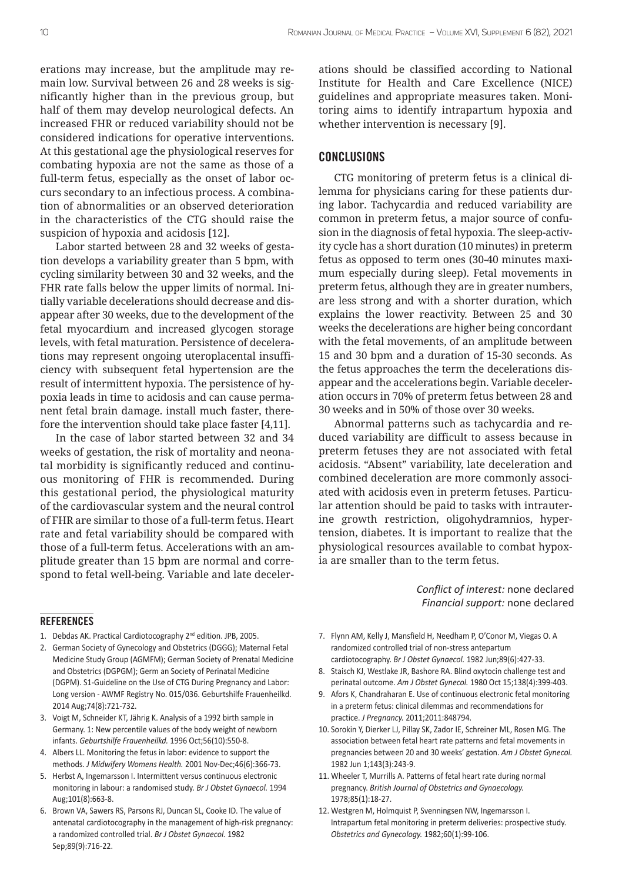erations may increase, but the amplitude may remain low. Survival between 26 and 28 weeks is significantly higher than in the previous group, but half of them may develop neurological defects. An increased FHR or reduced variability should not be considered indications for operative interventions. At this gestational age the physiological reserves for combating hypoxia are not the same as those of a full-term fetus, especially as the onset of labor occurs secondary to an infectious process. A combination of abnormalities or an observed deterioration in the characteristics of the CTG should raise the suspicion of hypoxia and acidosis [12].

Labor started between 28 and 32 weeks of gestation develops a variability greater than 5 bpm, with cycling similarity between 30 and 32 weeks, and the FHR rate falls below the upper limits of normal. Initially variable decelerations should decrease and disappear after 30 weeks, due to the development of the fetal myocardium and increased glycogen storage levels, with fetal maturation. Persistence of decelerations may represent ongoing uteroplacental insufficiency with subsequent fetal hypertension are the result of intermittent hypoxia. The persistence of hypoxia leads in time to acidosis and can cause permanent fetal brain damage. install much faster, therefore the intervention should take place faster [4,11].

In the case of labor started between 32 and 34 weeks of gestation, the risk of mortality and neonatal morbidity is significantly reduced and continuous monitoring of FHR is recommended. During this gestational period, the physiological maturity of the cardiovascular system and the neural control of FHR are similar to those of a full-term fetus. Heart rate and fetal variability should be compared with those of a full-term fetus. Accelerations with an amplitude greater than 15 bpm are normal and correspond to fetal well-being. Variable and late decelerations should be classified according to National Institute for Health and Care Excellence (NICE) guidelines and appropriate measures taken. Monitoring aims to identify intrapartum hypoxia and whether intervention is necessary [9].

## CONCLUSIONS

CTG monitoring of preterm fetus is a clinical dilemma for physicians caring for these patients during labor. Tachycardia and reduced variability are common in preterm fetus, a major source of confusion in the diagnosis of fetal hypoxia. The sleep-activity cycle has a short duration (10 minutes) in preterm fetus as opposed to term ones (30-40 minutes maximum especially during sleep). Fetal movements in preterm fetus, although they are in greater numbers, are less strong and with a shorter duration, which explains the lower reactivity. Between 25 and 30 weeks the decelerations are higher being concordant with the fetal movements, of an amplitude between 15 and 30 bpm and a duration of 15-30 seconds. As the fetus approaches the term the decelerations disappear and the accelerations begin. Variable deceleration occurs in 70% of preterm fetus between 28 and 30 weeks and in 50% of those over 30 weeks.

Abnormal patterns such as tachycardia and reduced variability are difficult to assess because in preterm fetuses they are not associated with fetal acidosis. "Absent" variability, late deceleration and combined deceleration are more commonly associated with acidosis even in preterm fetuses. Particular attention should be paid to tasks with intrauterine growth restriction, oligohydramnios, hypertension, diabetes. It is important to realize that the physiological resources available to combat hypoxia are smaller than to the term fetus.

*Conflict of interest:* none declared
*Financial support:* none declared

## REFERENCES

1. Debdas AK. Practical Cardiotocography 2nd edition. JPB, 2005.
2. German Society of Gynecology and Obstetrics (DGGG); Maternal Fetal Medicine Study Group (AGMFM); German Society of Prenatal Medicine and Obstetrics (DGPGM); Germ an Society of Perinatal Medicine (DGPM). S1-Guideline on the Use of CTG During Pregnancy and Labor: Long version - AWMF Registry No. 015/036. Geburtshilfe Frauenheilkd. 2014 Aug;74(8):721-732.
3. Voigt M, Schneider KT, Jährig K. Analysis of a 1992 birth sample in Germany. 1: New percentile values of the body weight of newborn infants. *Geburtshilfe Frauenheilkd.* 1996 Oct;56(10):550-8.
4. Albers LL. Monitoring the fetus in labor: evidence to support the methods. *J Midwifery Womens Health.* 2001 Nov-Dec;46(6):366-73.
5. Herbst A, Ingemarsson I. Intermittent versus continuous electronic monitoring in labour: a randomised study. *Br J Obstet Gynaecol.* 1994 Aug;101(8):663-8.
6. Brown VA, Sawers RS, Parsons RJ, Duncan SL, Cooke ID. The value of antenatal cardiotocography in the management of high-risk pregnancy: a randomized controlled trial. *Br J Obstet Gynaecol.* 1982 Sep;89(9):716-22.
7. Flynn AM, Kelly J, Mansfield H, Needham P, O'Conor M, Viegas O. A randomized controlled trial of non-stress antepartum cardiotocography. *Br J Obstet Gynaecol.* 1982 Jun;89(6):427-33.
8. Staisch KJ, Westlake JR, Bashore RA. Blind oxytocin challenge test and perinatal outcome. *Am J Obstet Gynecol.* 1980 Oct 15;138(4):399-403.
9. Afors K, Chandraharan E. Use of continuous electronic fetal monitoring in a preterm fetus: clinical dilemmas and recommendations for practice. *J Pregnancy.* 2011;2011:848794.
10. Sorokin Y, Dierker LJ, Pillay SK, Zador IE, Schreiner ML, Rosen MG. The association between fetal heart rate patterns and fetal movements in pregnancies between 20 and 30 weeks' gestation. *Am J Obstet Gynecol.* 1982 Jun 1;143(3):243-9.
11. Wheeler T, Murrills A. Patterns of fetal heart rate during normal pregnancy. *British Journal of Obstetrics and Gynaecology.* 1978;85(1):18-27.
12. Westgren M, Holmquist P, Svenningsen NW, Ingemarsson I. Intrapartum fetal monitoring in preterm deliveries: prospective study. *Obstetrics and Gynecology.* 1982;60(1):99-106.